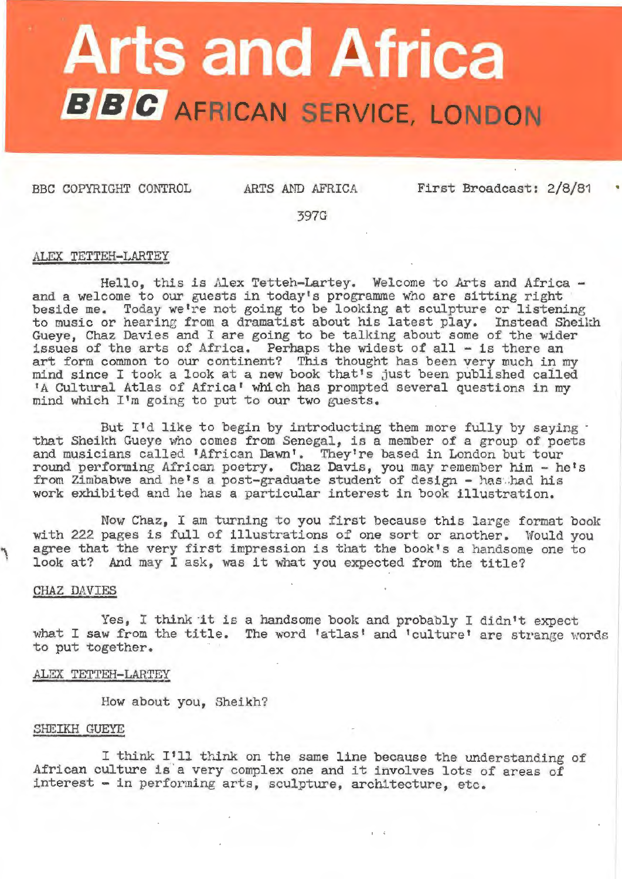# Arts and Africa

## BBC AFRICAN SERVICE, LONDON

BBC COPYRIGHT CONTROL ARTS AND AFRICA First Broadcast: 2/8/81

397G

ALEX TETTEH-LARTEY

Hello, this is Alex Tetteh-Lartey. Welcome to Arts and Africa - and a welcome to our guests in today's programme who are sitting right beside me. Today we're not going to be looking at sculpture or listening to music or hearing from a dramatist about his latest play. Instead Sheikh Gueye, Chaz Davies and I are going to be talking about some of the wider issues of the arts of Africa. Perhaps the widest of all - is there an art form common to our continent? This thought has been very much in my mind since I took a look at a new book that's just been published called 'A Cultural Atlas of Africa' which has prompted several questions in my mind which I'm going to put to our two guests.

But I'd like to begin by introducting them more fully by saying that Sheikh Gueye who comes from Senegal, is a member of a group of poets and musicians called 'African Dawn'. They're based in London but tour round performing African poetry. Chaz Davis, you may remember him - he's from Zimbabwe and he's a post-graduate student of design - has had his work exhibited and he has a particular interest in book illustration.

Now Chaz, I am turning to you first because this large format book with 222 pages is full of illustrations of one sort or another. Would you agree that the very first impression is that the book's a handsome one to look at? And may I ask, was it what you expected from the title?

CHAZ DAVIES

Yes, I think it is a handsome book and probably I didn't expect what I saw from the title. The word 'atlas' and 'culture' are strange words to put together.

ALEX TETTEH-LARTEY

How about you, Sheikh?

SHEIKH GUEYE

I think I'll think on the same line because the understanding of African culture is a very complex one and it involves lots of areas of interest - in performing arts, sculpture, architecture, etc.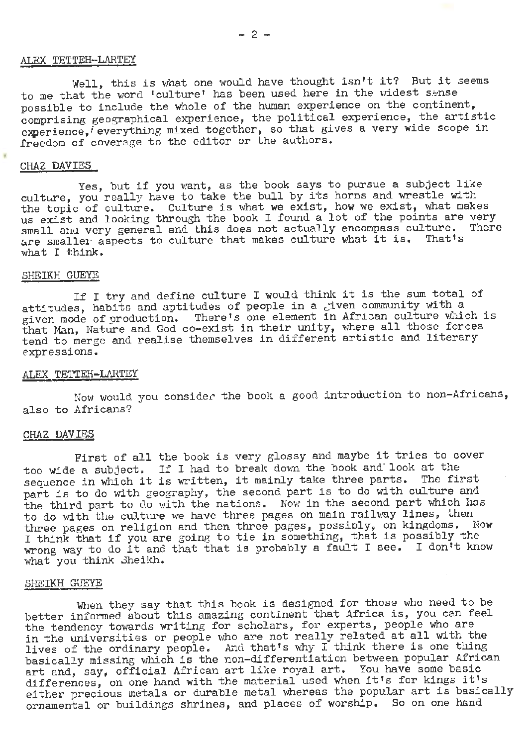ALEX TETTEH-LARTEY

Well, this is what one would have thought isn't it? But it seems to me that the word 'culture' has been used here in the widest sense possible to include the whole of the human experience on the continent, comprising geographical experience, the political experience, the artistic experience, everything mixed together, so that gives a very wide scope in freedom of coverage to the editor or the authors.

CHAZ DAVIES

Yes, but if you want, as the book says to pursue a subject like culture, you really have to take the bull by its horns and wrestle with the topic of culture. Culture is what we exist, how we exist, what makes us exist and looking through the book I found a lot of the points are very small and very general and this does not actually encompass culture. There are smaller aspects to culture that makes culture what it is. That's what I think.

SHEIKH GUEYE

If I try and define culture I would think it is the sum total of attitudes, habits and aptitudes of people in a given community with a given mode of production. There's one element in African culture which is that Man, Nature and God co-exist in their unity, where all those forces tend to merge and realise themselves in different artistic and literary expressions.

ALEX TETTEH-LARTEY

Now would you consider the book a good introduction to non-Africans, also to Africans?

CHAZ DAVIES

First of all the book is very glossy and maybe it tries to cover too wide a subject. If I had to break down the book and look at the sequence in which it is written, it mainly take three parts. The first part is to do with geography, the second part is to do with culture and the third part to do with the nations. Now in the second part which has to do with the culture we have three pages on main railway lines, then three pages on religion and then three pages, possibly, on kingdoms. Now I think that if you are going to tie in something, that is possibly the wrong way to do it and that that is probably a fault I see. I don't know what you think Sheikh.

SHEIKH GUEYE

When they say that this book is designed for those who need to be better informed about this amazing continent that Africa is, you can feel the tendency towards writing for scholars, for experts, people who are in the universities or people who are not really related at all with the lives of the ordinary people. And that's why I think there is one thing basically missing which is the non-differentiation between popular African art and, say, official African art like royal art. You have some basic differences, on one hand with the material used when it's for kings it's either precious metals or durable metal whereas the popular art is basically ornamental or buildings shrines, and places of worship. So on one hand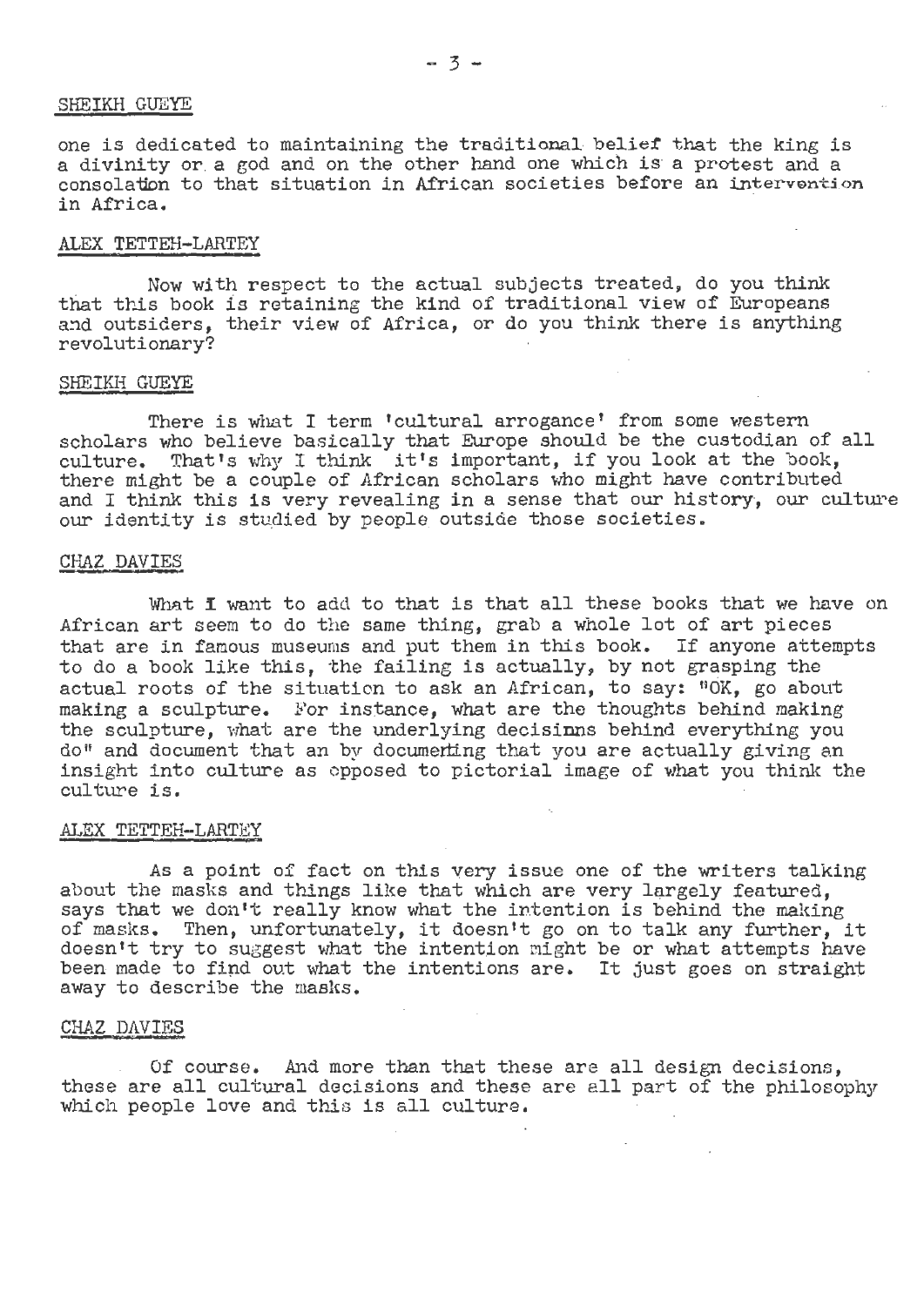SHEIKH GUEYE

one is dedicated to maintaining the traditional belief that the king is a divinity or a god and on the other hand one which is a protest and a consolation to that situation in African societies before an intervention in Africa.

ALEX TETTEH-LARTEY

Now with respect to the actual subjects treated, do you think that this book is retaining the kind of traditional view of Europeans and outsiders, their view of Africa, or do you think there is anything revolutionary?

SHEIKH GUEYE

There is what I term 'cultural arrogance' from some western scholars who believe basically that Europe should be the custodian of all culture. That's why I think it's important, if you look at the book, there might be a couple of African scholars who might have contributed and I think this is very revealing in a sense that our history, our culture our identity is studied by people outside those societies.

CHAZ DAVIES

What I want to add to that is that all these books that we have on African art seem to do the same thing, grab a whole lot of art pieces that are in famous museums and put them in this book. If anyone attempts to do a book like this, the failing is actually, by not grasping the actual roots of the situation to ask an African, to say: "OK, go about making a sculpture. For instance, what are the thoughts behind making the sculpture, what are the underlying decisinns behind everything you do" and document that an by documenting that you are actually giving an insight into culture as opposed to pictorial image of what you think the culture is.

ALEX TETTEH-LARTEY

As a point of fact on this very issue one of the writers talking about the masks and things like that which are very largely featured, says that we don't really know what the intention is behind the making of masks. Then, unfortunately, it doesn't go on to talk any further, it doesn't try to suggest what the intention might be or what attempts have been made to find out what the intentions are. It just goes on straight away to describe the masks.

CHAZ DAVIES

Of course. And more than that these are all design decisions, these are all cultural decisions and these are all part of the philosophy which people love and this is all culture.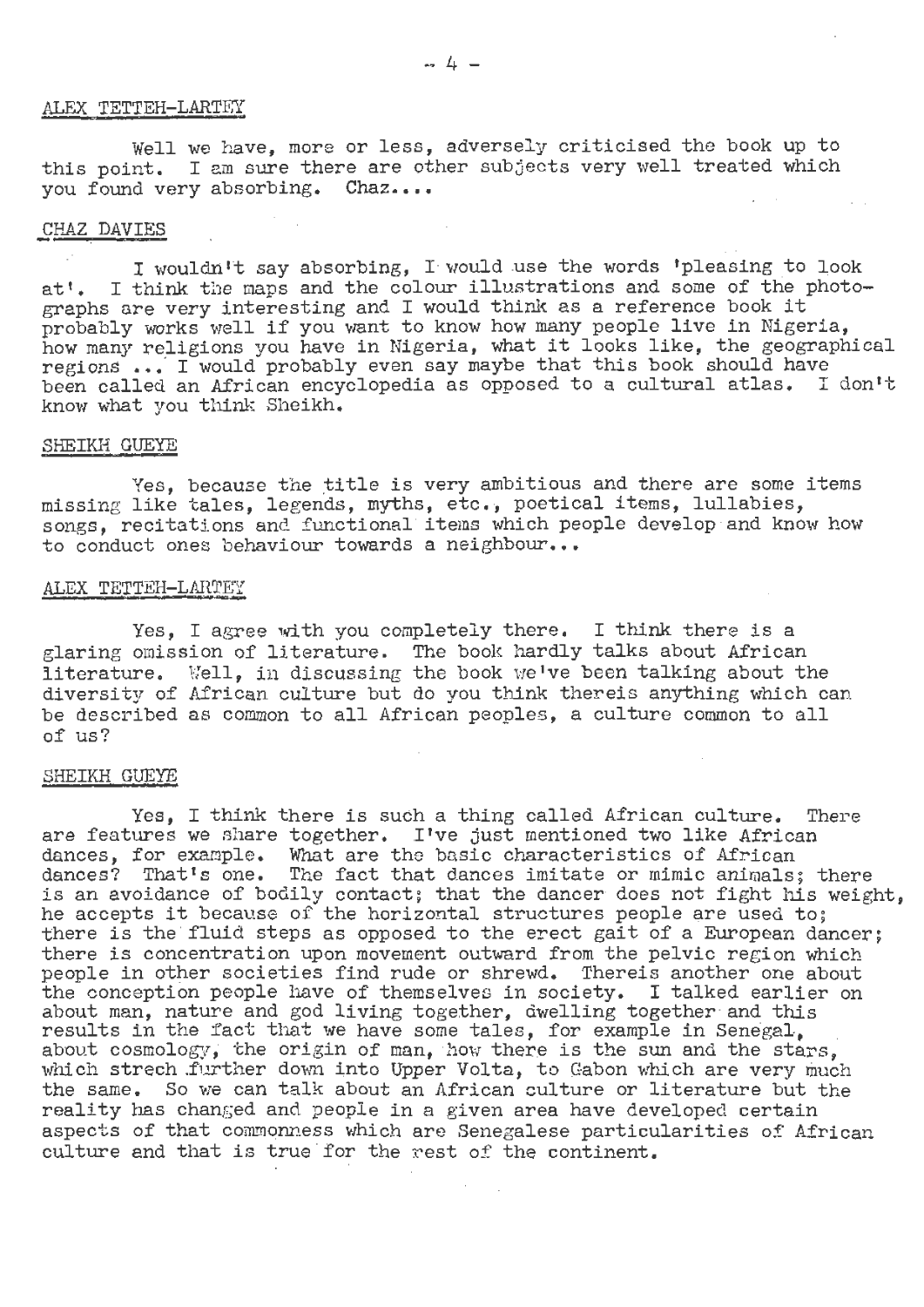ALEX TETTEH-LARTEY

Well we have, more or less, adversely criticised the book up to this point. I am sure there are other subjects very well treated which you found very absorbing. Chaz....

CHAZ DAVIES

I wouldn't say absorbing, I would use the words 'pleasing to look at'. I think the maps and the colour illustrations and some of the photographs are very interesting and I would think as a reference book it probably works well if you want to know how many people live in Nigeria, how many religions you have in Nigeria, what it looks like, the geographical regions ... I would probably even say maybe that this book should have been called an African encyclopedia as opposed to a cultural atlas. I don't know what you think Sheikh.

SHEIKH GUEYE

Yes, because the title is very ambitious and there are some items missing like tales, legends, myths, etc., poetical items, lullabies, songs, recitations and functional items which people develop and know how to conduct ones behaviour towards a neighbour...

ALEX TETTEH-LARTEY

Yes, I agree with you completely there. I think there is a glaring omission of literature. The book hardly talks about African literature. Well, in discussing the book we've been talking about the diversity of African culture but do you think thereis anything which can be described as common to all African peoples, a culture common to all of us?

SHEIKH GUEYE

Yes, I think there is such a thing called African culture. There are features we share together. I've just mentioned two like African dances, for example. What are the basic characteristics of African dances? That's one. The fact that dances imitate or mimic animals; there is an avoidance of bodily contact; that the dancer does not fight his weight, he accepts it because of the horizontal structures people are used to; there is the fluid steps as opposed to the erect gait of a European dancer; there is concentration upon movement outward from the pelvic region which people in other societies find rude or shrewd. Thereis another one about the conception people have of themselves in society. I talked earlier on about man, nature and god living together, dwelling together and this results in the fact that we have some tales, for example in Senegal, about cosmology, the origin of man, how there is the sun and the stars, which strech further down into Upper Volta, to Gabon which are very much the same. So we can talk about an African culture or literature but the reality has changed and people in a given area have developed certain aspects of that commonness which are Senegalese particularities of African culture and that is true for the rest of the continent.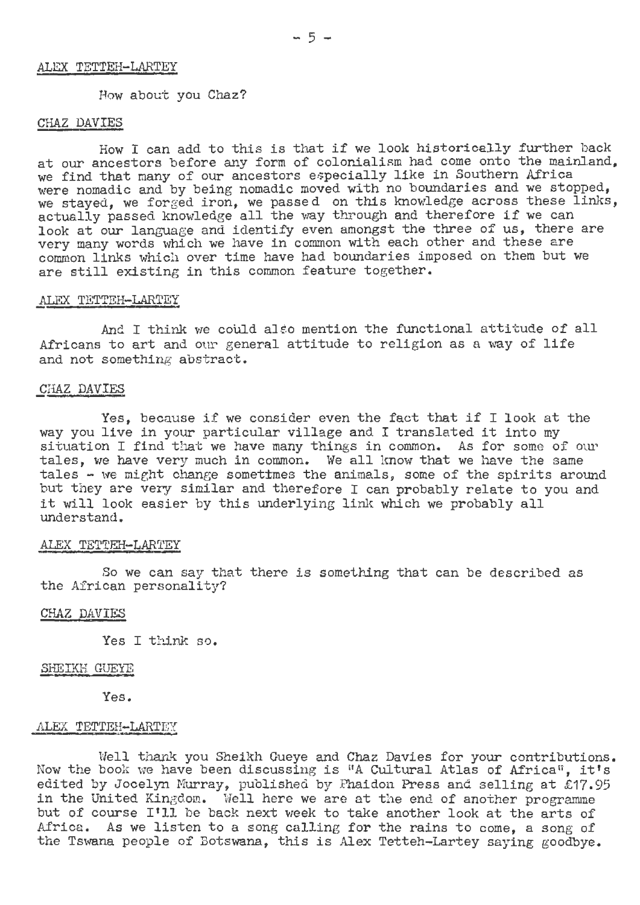ALEX TETTEH-LARTEY

How about you Chaz?

CHAZ DAVIES

How I can add to this is that if we look historically further back at our ancestors before any form of colonialism had come onto the mainland, we find that many of our ancestors especially like in Southern Africa were nomadic and by being nomadic moved with no boundaries and we stopped, we stayed, we forged iron, we passed on this knowledge across these links, actually passed knowledge all the way through and therefore if we can look at our language and identify even amongst the three of us, there are very many words which we have in common with each other and these are common links which over time have had boundaries imposed on them but we are still existing in this common feature together.

ALEX TETTEH-LARTEY

And I think we could also mention the functional attitude of all Africans to art and our general attitude to religion as a way of life and not something abstract.

CHAZ DAVIES

Yes, because if we consider even the fact that if I look at the way you live in your particular village and I translated it into my situation I find that we have many things in common. As for some of our tales, we have very much in common. We all know that we have the same tales - we might change sometimes the animals, some of the spirits around but they are very similar and therefore I can probably relate to you and it will look easier by this underlying link which we probably all understand.

ALEX TETTEH-LARTEY

So we can say that there is something that can be described as the African personality?

CHAZ DAVIES

Yes I think so.

SHEIKH GUEYE

Yes.

ALEX TETTEH-LARTEY

Well thank you Sheikh Gueye and Chaz Davies for your contributions. Now the book we have been discussing is "A Cultural Atlas of Africa", it's edited by Jocelyn Murray, published by Phaidon Press and selling at £17.95 in the United Kingdom. Well here we are at the end of another programme but of course I'll be back next week to take another look at the arts of Africa. As we listen to a song calling for the rains to come, a song of the Tswana people of Botswana, this is Alex Tetteh-Lartey saying goodbye.